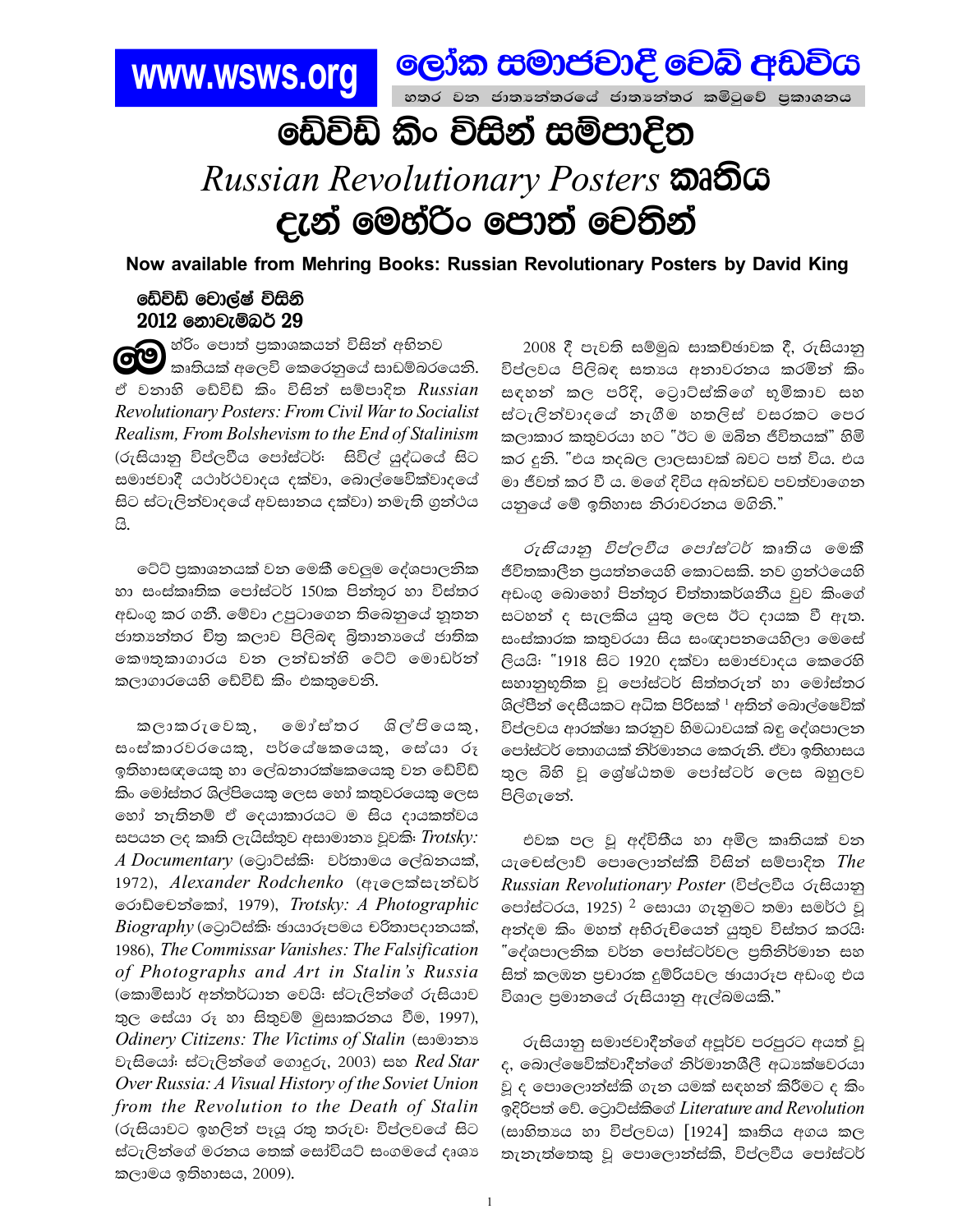**www.wsws.org** **ලෝක සමාජවාදී වෙබ් අඩවිය**

හතර වන ජාත්‍යන්තරයේ ජාත්‍යන්තර කමිටුවේ ප්‍රකාශනය

# ඩේවිඩ් කිං විසින් සම්පාදිත *Russian Revolutionary Posters* කෘතිය දැන් මෙහ්රිං පොත් වෙතින්

**Now available from Mehring Books: Russian Revolutionary Posters by David King**

**ඩේවිඩ් වොල්ෂ් විසිනි**
**2012 නොවැම්බර් 29**

මෙහ්රිං පොත් ප්‍රකාශකයන් විසින් අභිනව කෘතියක් අලෙවි කෙරෙනුයේ සාඩම්බරයෙනි. ඒ වනාහි ඩේවිඩ් කිං විසින් සම්පාදිත *Russian Revolutionary Posters: From Civil War to Socialist Realism, From Bolshevism to the End of Stalinism* (රුසියානු විප්ලවීය පෝස්ටර්: සිවිල් යුද්ධයේ සිට සමාජවාදී යථාර්ථවාදය දක්වා, බොල්ෂෙවික්වාදයේ සිට ස්ටැලින්වාදයේ අවසානය දක්වා) නමැති ග්‍රන්ථය යි.

ටේට් ප්‍රකාශනයක් වන මෙකී වෙලුම දේශපාලනික හා සංස්කෘතික පෝස්ටර් 150ක පින්තූර හා විස්තර අඩංගු කර ගනී. මේවා උපුටාගෙන තිබෙනුයේ නූතන ජාත්‍යන්තර චිත්‍ර කලාව පිලිබඳ බ්‍රිතාන්‍යයේ ජාතික කෞතුකාගාරය වන ලන්ඩන්හි ටේට් මොඩර්න් කලාගාරයෙහි ඩේවිඩ් කිං එකතුවෙනි.

කලාකරුවෙකු, මෝස්තර ශිල්පියෙකු, සංස්කාරවරයෙකු, පර්යේෂකයෙකු, සෝයා රූ ඉතිහාසඥයෙකු හා ලේඛනාරක්ෂකයෙකු වන ඩේවිඩ් කිං මෝස්තර ශිල්පියෙකු ලෙස හෝ කතුවරයෙකු ලෙස හෝ නැතිනම් ඒ දෙයාකාරයට ම සිය දායකත්වය සපයන ලද කෘති ලැයිස්තුව අසාමාන්‍ය වූවකි: *Trotsky: A Documentary* (ට්‍රොට්ස්කි: වර්තාමය ලේඛනයක්, 1972), *Alexander Rodchenko* (ඇලෙක්සැන්ඩර් රොඩ්චෙන්කෝ, 1979), *Trotsky: A Photographic Biography* (ට්‍රොට්ස්කි: ඡායාරූපමය චරිතාපදානයක්, 1986), *The Commissar Vanishes: The Falsification of Photographs and Art in Stalin's Russia* (කොමිසාර් අන්තර්ධාන වෙයි: ස්ටැලින්ගේ රුසියාව තුල සෝයා රූ හා සිතුවම් මුසාකරනය වීම, 1997), *Odinery Citizens: The Victims of Stalin* (සාමාන්‍ය වැසියෝ: ස්ටැලින්ගේ ගොදුරු, 2003) සහ *Red Star Over Russia: A Visual History of the Soviet Union from the Revolution to the Death of Stalin* (රුසියාවට ඉහලින් පැයූ රතු තරුව: විප්ලවයේ සිට ස්ටැලින්ගේ මරනය තෙක් සෝවියට් සංගමයේ දෘශ්‍ය කලාමය ඉතිහාසය, 2009).

2008 දී පැවති සම්මුඛ සාකච්ඡාවක දී, රුසියානු විප්ලවය පිලිබඳ සත්‍යය අනාවරනය කරමින් කිං සඳහන් කල පරිදි, ට්‍රොට්ස්කිගේ භූමිකාව සහ ස්ටැලින්වාදයේ නැගීම හතලිස් වසරකට පෙර කලාකාර කතුවරයා හට "ඊට ම ඔබින ජීවිතයක්" හිමි කර දුනි. "එය තදබල ලාලසාවක් බවට පත් විය. එය මා ජීවත් කර වී ය. මගේ දිවිය අඛන්ඩව පවත්වාගෙන යනුයේ මේ ඉතිහාස නිරාවරනය මගිනි."

*රුසියානු විප්ලවීය පෝස්ටර්* කෘතිය මෙකී ජීවිතකාලීන ප්‍රයත්නයෙහි කොටසකි. නව ග්‍රන්ථයෙහි අඩංගු බොහෝ පින්තූර චිත්තාකර්ශනීය වුව කිංගේ සටහන් ද සැලකිය යුතු ලෙස ඊට දායක වී ඇත. සංස්කාරක කතුවරයා සිය සංඥාපනයෙහිලා මෙසේ ලියයි: "1918 සිට 1920 දක්වා සමාජවාදය කෙරෙහි සහානුභූතික වූ පෝස්ටර් සිත්තරුන් හා මෝස්තර ශිල්පීන් දෙසීයකට අධික පිරිසක් [1] අතින් බොල්ෂෙවික් විප්ලවය ආරක්ෂා කරනුව හිමධාවයක් බඳු දේශපාලන පෝස්ටර් තොගයක් නිර්මානය කෙරුනි. ඒවා ඉතිහාසය තුල බිහි වූ ශ්‍රේෂ්ඨතම පෝස්ටර් ලෙස බහුලව පිලිගැනේ.

එවක පල වූ අද්විතීය හා අමිල කෘතියක් වන යැචෙස්ලාව් පොලොන්ස්කි විසින් සම්පාදිත *The Russian Revolutionary Poster* (විප්ලවීය රුසියානු පෝස්ටරය, 1925) [2] සොයා ගැනුමට තමා සමර්ථ වූ අන්දම කිං මහත් අභිරුචියෙන් යුතුව විස්තර කරයි: "දේශපාලනික වර්න පෝස්ටර්වල ප්‍රතිනිර්මාන සහ සිත් කලඹන ප්‍රචාරක දුම්රියවල ඡායාරූප අඩංගු එය විශාල ප්‍රමානයේ රුසියානු ඇල්බමයකි."

රුසියානු සමාජවාදීන්ගේ අපූර්ව පරපුරට අයත් වූ ද, බොල්ෂෙවික්වාදීන්ගේ නිර්මානශීලී අධ්‍යක්ෂවරයා වූ ද පොලොන්ස්කි ගැන යමක් සඳහන් කිරීමට ද කිං ඉදිරිපත් වේ. ට්‍රොට්ස්කිගේ *Literature and Revolution* (සාහිත්‍යය හා විප්ලවය) [1924] කෘතිය අගය කල තැනැත්තෙකු වූ පොලොන්ස්කි, විප්ලවීය පෝස්ටර්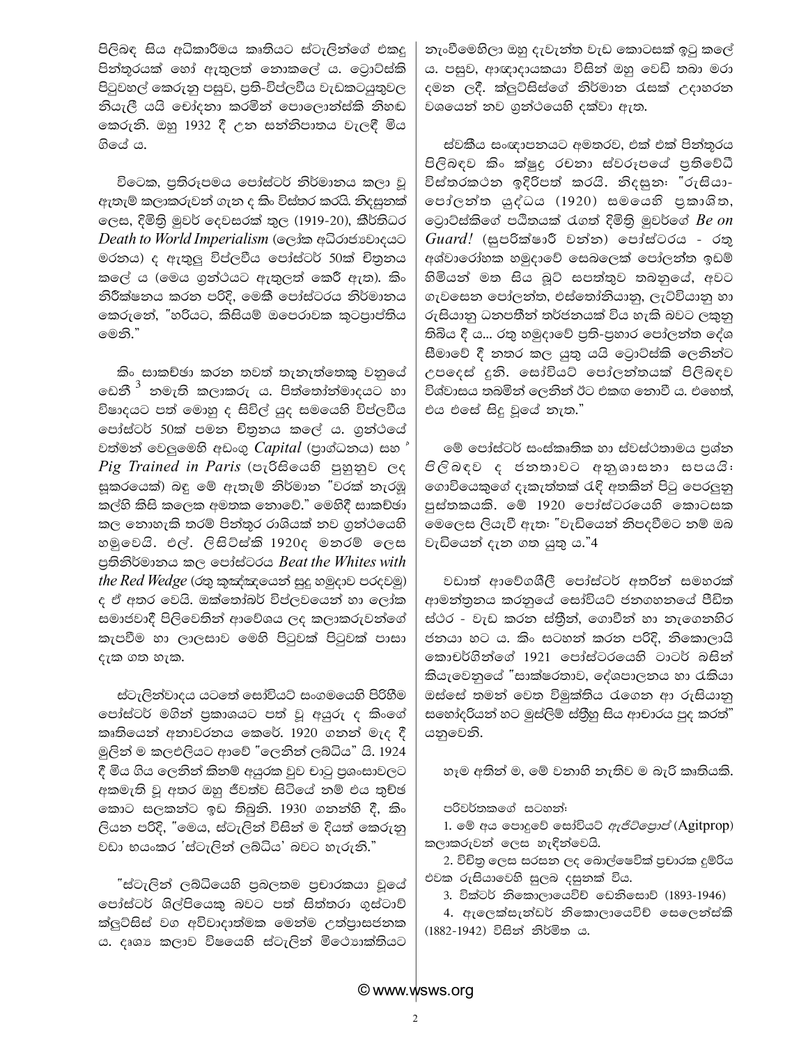පිලිබඳ සිය අධිකාරීමය කෘතියට ස්ටැලින්ගේ එකදු පින්තූරයක් හෝ ඇතුලත් නොකලේ ය. ට්‍රොට්ස්කි පිටුවහල් කෙරුනු පසුව, ප්‍රති-විප්ලවීය වැඩකටයුතුවල නියැලී යයි චෝදනා කරමින් පොලොන්ස්කි නිහඬ කෙරුනි. ඔහු 1932 දී උන සන්නිපාතය වැලඳී මිය ගියේ ය.

විටෙක, ප්‍රතිරූපමය පෝස්ටර් නිර්මානය කලා වූ ඇතැම් කලාකරුවන් ගැන ද කිං විස්තර කරයි. නිදසුනක් ලෙස, දිමිත්‍රි මූවර් දෙවසරක් තුල (1919-20), කීර්තිධර *Death to World Imperialism* (ලෝක අධිරාජ්‍යවාදයට මරනය) ද ඇතුලු විප්ලවීය පෝස්ටර් 50ක් චිත්‍රනය කලේ ය (මෙය ග්‍රන්ථයට ඇතුලත් කෙරී ඇත). කිං නිරීක්ෂනය කරන පරිදි, මෙකී පෝස්ටරය නිර්මානය කෙරුනේ, "හරියට, කිසියම් ඔපෙරාවක කූටප්‍රාප්තිය මෙනි."

කිං සාකච්ඡා කරන තවත් තැනැත්තෙකු වනුයේ ඩෙනී [3] නමැති කලාකරු ය. පිත්තෝන්මාදයට හා විෂාදයට පත් මොහු ද සිවිල් යුද සමයෙහි විප්ලවීය පෝස්ටර් 50ක් පමන චිත්‍රනය කලේ ය. ග්‍රන්ථයේ වත්මන් වෙලුමෙහි අඩංගු *Capital* (ප්‍රාග්ධනය) සහ *Pig Trained in Paris* (පැරිසියෙහි පුහුනුව ලද සූකරයෙක්) බඳු මේ ඇතැම් නිර්මාන "වරක් නැරඹූ කල්හි කිසි කලෙක අමතක නොවේ." මෙහිදී සාකච්ඡා කල නොහැකි තරම් පින්තූර රාශියක් නව ග්‍රන්ථයෙහි හමුවෙයි. එල්. ලිසිට්ස්කි 1920ද මනරම් ලෙස ප්‍රතිනිර්මානය කල පෝස්ටරය *Beat the Whites with the Red Wedge* (රතු කූඤ්ඤයෙන් සුදු හමුදාව පරදවමු) ද ඒ අතර වෙයි. ඔක්තෝබර් විප්ලවයෙන් හා ලෝක සමාජවාදී පිලිවෙතින් ආවේශය ලද කලාකරුවන්ගේ කැපවීම හා ලාලසාව මෙහි පිටුවක් පිටුවක් පාසා දැක ගත හැක.

ස්ටැලින්වාදය යටතේ සෝවියට් සංගමයෙහි පිරිහීම පෝස්ටර් මගින් ප්‍රකාශයට පත් වූ අයුරු ද කිංගේ කෘතියෙන් අනාවරනය කෙරේ. 1920 ගනන් මැද දී මුලින් ම කලඑලියට ආවේ "ලෙනින් ලබ්ධිය" යි. 1924 දී මිය ගිය ලෙනින් කිනම් අයුරක වුව චාටු ප්‍රශංසාවලට අකමැති වූ අතර ඔහු ජීවත්ව සිටියේ නම් එය තුච්ඡ කොට සලකන්ට ඉඩ තිබුනි. 1930 ගනන්හි දී, කිං ලියන පරිදි, "මෙය, ස්ටැලින් විසින් ම දියත් කෙරුනු වඩා භයංකර 'ස්ටැලින් ලබ්ධිය' බවට හැරුනි."

"ස්ටැලින් ලබ්ධියෙහි ප්‍රබලතම ප්‍රචාරකයා වූයේ පෝස්ටර් ශිල්පියෙකු බවට පත් සිත්තරා ගුස්ටාව් ක්ලුට්සිස් වග අවිවාදාත්මක මෙන්ම උත්ප්‍රාසජනක ය. දෘශ්‍ය කලාව විෂයෙහි ස්ටැලින් මිථ්‍යාභක්තියට නැංවීමෙහිලා ඔහු දැවැන්ත වැඩ කොටසක් ඉටු කලේ ය. පසුව, ආඥාදායකයා විසින් ඔහු වෙඩි තබා මරා දමන ලදී. ක්ලුට්සිස්ගේ නිර්මාන රැසක් උදාහරන වශයෙන් නව ග්‍රන්ථයෙහි දක්වා ඇත.

ස්වකීය සංඥාපනයට අමතරව, එක් එක් පින්තූරය පිලිබඳව කිං ක්ෂුද්‍ර රචනා ස්වරූපයේ ප්‍රතිවේධී විස්තරකථන ඉදිරිපත් කරයි. නිදසුනඃ "රුසියා-පෝලන්ත යුද්ධය (1920) සමයෙහි ප්‍රකාශිත, ට්‍රොට්ස්කිගේ පඨිතයක් රැගත් දිමිත්‍රි මූවර්ගේ *Be on Guard!* (සුපරික්ෂාරී වන්න) පෝස්ටරය - රතු අශ්වාරෝහක හමුදාවේ සෙබලෙක් පෝලන්ත ඉඩම් හිමියන් මත සිය බූට් සපත්තුව තබනුයේ, අවට ගැවසෙන පෝලන්ත, එස්තෝනියානු, ලැට්වියානු හා රුසියානු ධනපතීන් තර්ජනයක් විය හැකි බවට ලකුනු තිබිය දී ය... රතු හමුදාවේ ප්‍රති-ප්‍රහාර පෝලන්ත දේශ සීමාවේ දී නතර කල යුතු යයි ට්‍රොට්ස්කි ලෙනින්ට උපදෙස් දුනි. සෝවියට් පෝලන්තයක් පිලිබඳව විශ්වාසය තබමින් ලෙනින් ඊට එකඟ නොවී ය. එහෙත්, එය එසේ සිදු වූයේ නැත."

මේ පෝස්ටර් සංස්කෘතික හා ස්වස්ථතාමය ප්‍රශ්න පිලිබඳව ද ජනතාවට අනුශාසනා සපයයිඃ ගොවියෙකුගේ දෑකැත්තක් රැඳි අතකින් පිටු පෙරලුනු පුස්තකයකි. මේ 1920 පෝස්ටරයෙහි කොටසක මෙලෙස ලියවී ඇතඃ "වැඩියෙන් නිපදවීමට නම් ඔබ වැඩියෙන් දැන ගත යුතු ය."4

වඩාත් ආවේගශීලී පෝස්ටර් අතරින් සමහරක් ආමන්ත්‍රනය කරනුයේ සෝවියට් ජනගහනයේ පීඩිත ස්ථර - වැඩ කරන ස්ත්‍රීන්, ගොවීන් හා නැගෙනහිර ජනයා හට ය. කිං සටහන් කරන පරිදි, නිකොලායි කොචර්ගින්ගේ 1921 පෝස්ටරයෙහි ටාටර් බසින් කියවෙනුයේ "සාක්ෂරතාව, දේශපාලනය හා රැකියා ඔස්සේ තමන් වෙත විමුක්තිය රැගෙන ආ රුසියානු සහෝදරියන් හට මුස්ලිම් ස්ත්‍රීහු සිය ආචාරය පුද කරත්" යනුවෙනි.

හැම අතින් ම, මේ වනාහි නැතිව ම බැරි කෘතියකි.

පරිවර්තකයාගේ සටහන්ඃ

1. මේ අය පොදුවේ සෝවියට් *ඇජිට්ප්‍රොප්* (Agitprop) කලාකරුවන් ලෙස හැඳින්වෙයි.
2. විචිත්‍ර ලෙස සරසන ලද බොල්ෂෙවික් ප්‍රචාරක දුම්රිය එවක රුසියාවෙහි සුලබ දසුනක් විය.
3. වික්ටර් නිකොලායෙවිච් ඩෙනිසොව් (1893-1946)
4. ඇලෙක්සැන්ඩර් නිකොලායෙවිච් සෙලෙන්ස්කි (1882-1942) විසින් නිර්මිත ය.

© www.wsws.org